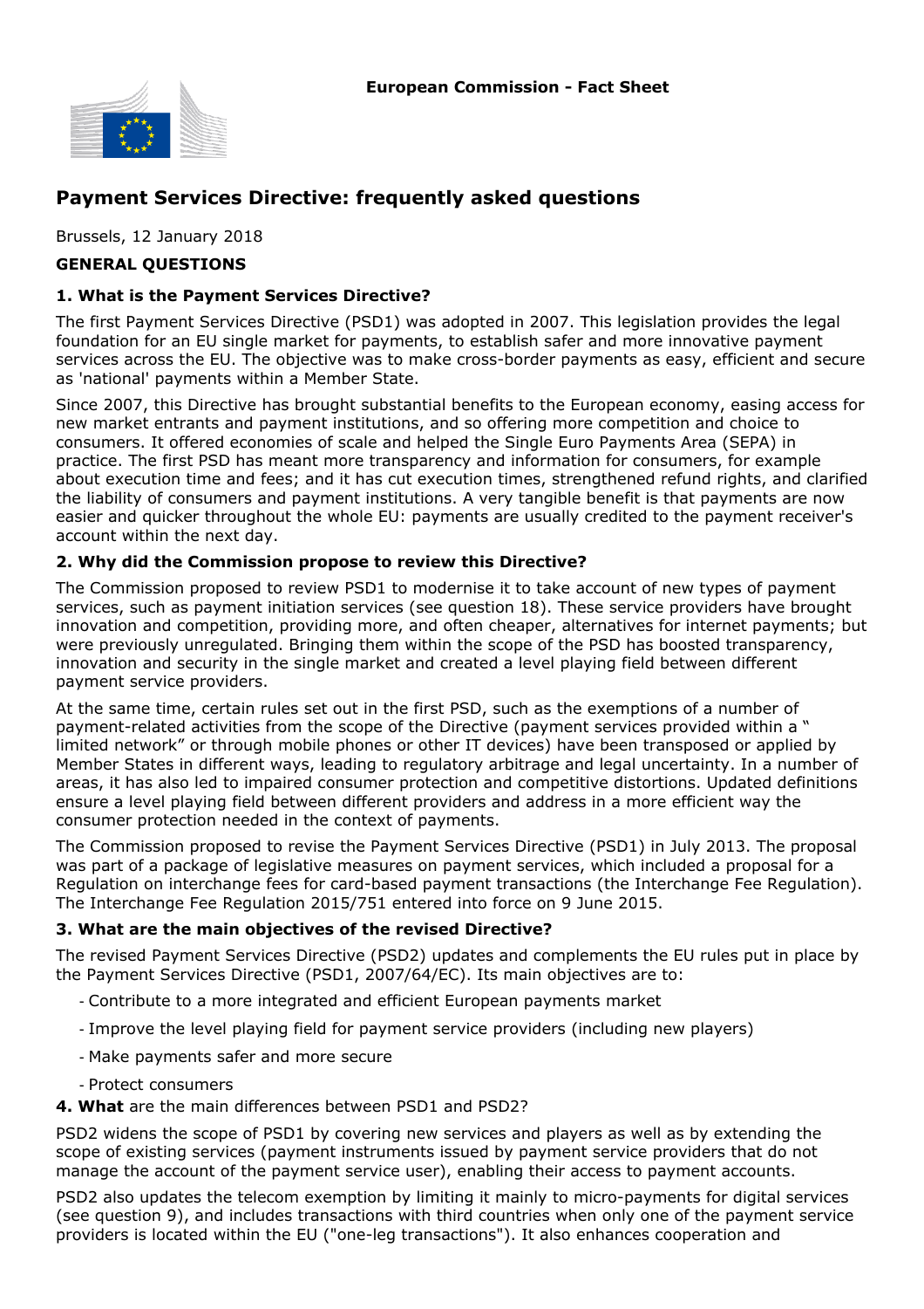**European Commission - Fact Sheet**

# Payment Services Directive: frequently asked questions

Brussels, 12 January 2018

**GENERAL QUESTIONS**

### 1. What is the Payment Services Directive?

The first Payment Services Directive (PSD1) was adopted in 2007. This legislation provides the legal foundation for an EU single market for payments, to establish safer and more innovative payment services across the EU. The objective was to make cross-border payments as easy, efficient and secure as 'national' payments within a Member State.

Since 2007, this Directive has brought substantial benefits to the European economy, easing access for new market entrants and payment institutions, and so offering more competition and choice to consumers. It offered economies of scale and helped the Single Euro Payments Area (SEPA) in practice. The first PSD has meant more transparency and information for consumers, for example about execution time and fees; and it has cut execution times, strengthened refund rights, and clarified the liability of consumers and payment institutions. A very tangible benefit is that payments are now easier and quicker throughout the whole EU: payments are usually credited to the payment receiver's account within the next day.

### 2. Why did the Commission propose to review this Directive?

The Commission proposed to review PSD1 to modernise it to take account of new types of payment services, such as payment initiation services (see question 18). These service providers have brought innovation and competition, providing more, and often cheaper, alternatives for internet payments; but were previously unregulated. Bringing them within the scope of the PSD has boosted transparency, innovation and security in the single market and created a level playing field between different payment service providers.

At the same time, certain rules set out in the first PSD, such as the exemptions of a number of payment-related activities from the scope of the Directive (payment services provided within a " limited network" or through mobile phones or other IT devices) have been transposed or applied by Member States in different ways, leading to regulatory arbitrage and legal uncertainty. In a number of areas, it has also led to impaired consumer protection and competitive distortions. Updated definitions ensure a level playing field between different providers and address in a more efficient way the consumer protection needed in the context of payments.

The Commission proposed to revise the Payment Services Directive (PSD1) in July 2013. The proposal was part of a package of legislative measures on payment services, which included a proposal for a Regulation on interchange fees for card-based payment transactions (the Interchange Fee Regulation). The Interchange Fee Regulation 2015/751 entered into force on 9 June 2015.

### 3. What are the main objectives of the revised Directive?

The revised Payment Services Directive (PSD2) updates and complements the EU rules put in place by the Payment Services Directive (PSD1, 2007/64/EC). Its main objectives are to:

- Contribute to a more integrated and efficient European payments market
- Improve the level playing field for payment service providers (including new players)
- Make payments safer and more secure
- Protect consumers

**4. What** are the main differences between PSD1 and PSD2?

PSD2 widens the scope of PSD1 by covering new services and players as well as by extending the scope of existing services (payment instruments issued by payment service providers that do not manage the account of the payment service user), enabling their access to payment accounts.

PSD2 also updates the telecom exemption by limiting it mainly to micro-payments for digital services (see question 9), and includes transactions with third countries when only one of the payment service providers is located within the EU ("one-leg transactions"). It also enhances cooperation and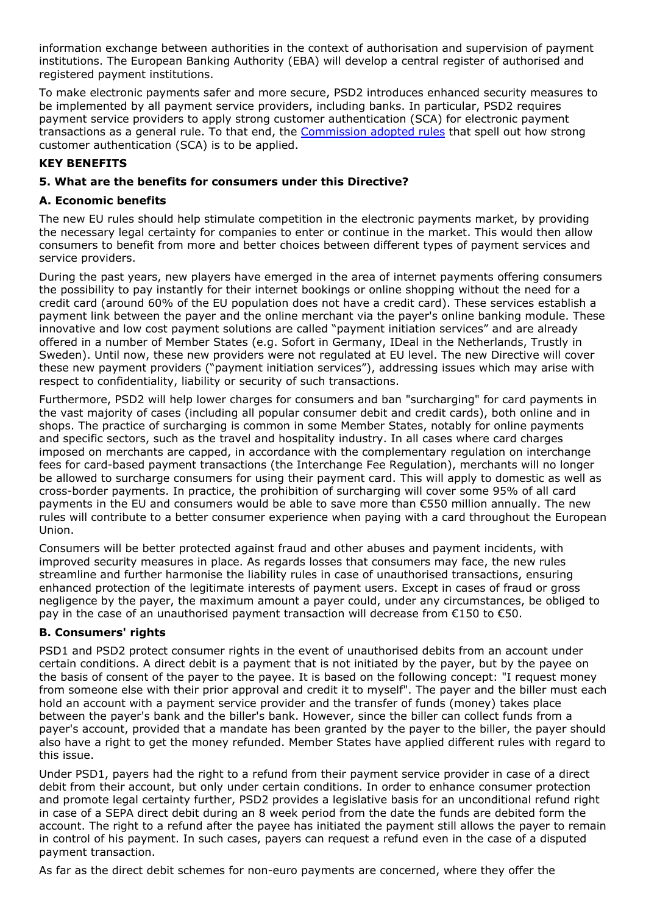information exchange between authorities in the context of authorisation and supervision of payment institutions. The European Banking Authority (EBA) will develop a central register of authorised and registered payment institutions.

To make electronic payments safer and more secure, PSD2 introduces enhanced security measures to be implemented by all payment service providers, including banks. In particular, PSD2 requires payment service providers to apply strong customer authentication (SCA) for electronic payment transactions as a general rule. To that end, the Commission adopted rules that spell out how strong customer authentication (SCA) is to be applied.

**KEY BENEFITS**

**5. What are the benefits for consumers under this Directive?**

**A. Economic benefits**

The new EU rules should help stimulate competition in the electronic payments market, by providing the necessary legal certainty for companies to enter or continue in the market. This would then allow consumers to benefit from more and better choices between different types of payment services and service providers.

During the past years, new players have emerged in the area of internet payments offering consumers the possibility to pay instantly for their internet bookings or online shopping without the need for a credit card (around 60% of the EU population does not have a credit card). These services establish a payment link between the payer and the online merchant via the payer's online banking module. These innovative and low cost payment solutions are called "payment initiation services" and are already offered in a number of Member States (e.g. Sofort in Germany, IDeal in the Netherlands, Trustly in Sweden). Until now, these new providers were not regulated at EU level. The new Directive will cover these new payment providers ("payment initiation services"), addressing issues which may arise with respect to confidentiality, liability or security of such transactions.

Furthermore, PSD2 will help lower charges for consumers and ban "surcharging" for card payments in the vast majority of cases (including all popular consumer debit and credit cards), both online and in shops. The practice of surcharging is common in some Member States, notably for online payments and specific sectors, such as the travel and hospitality industry. In all cases where card charges imposed on merchants are capped, in accordance with the complementary regulation on interchange fees for card-based payment transactions (the Interchange Fee Regulation), merchants will no longer be allowed to surcharge consumers for using their payment card. This will apply to domestic as well as cross-border payments. In practice, the prohibition of surcharging will cover some 95% of all card payments in the EU and consumers would be able to save more than €550 million annually. The new rules will contribute to a better consumer experience when paying with a card throughout the European Union.

Consumers will be better protected against fraud and other abuses and payment incidents, with improved security measures in place. As regards losses that consumers may face, the new rules streamline and further harmonise the liability rules in case of unauthorised transactions, ensuring enhanced protection of the legitimate interests of payment users. Except in cases of fraud or gross negligence by the payer, the maximum amount a payer could, under any circumstances, be obliged to pay in the case of an unauthorised payment transaction will decrease from €150 to €50.

**B. Consumers' rights**

PSD1 and PSD2 protect consumer rights in the event of unauthorised debits from an account under certain conditions. A direct debit is a payment that is not initiated by the payer, but by the payee on the basis of consent of the payer to the payee. It is based on the following concept: "I request money from someone else with their prior approval and credit it to myself". The payer and the biller must each hold an account with a payment service provider and the transfer of funds (money) takes place between the payer's bank and the biller's bank. However, since the biller can collect funds from a payer's account, provided that a mandate has been granted by the payer to the biller, the payer should also have a right to get the money refunded. Member States have applied different rules with regard to this issue.

Under PSD1, payers had the right to a refund from their payment service provider in case of a direct debit from their account, but only under certain conditions. In order to enhance consumer protection and promote legal certainty further, PSD2 provides a legislative basis for an unconditional refund right in case of a SEPA direct debit during an 8 week period from the date the funds are debited form the account. The right to a refund after the payee has initiated the payment still allows the payer to remain in control of his payment. In such cases, payers can request a refund even in the case of a disputed payment transaction.

As far as the direct debit schemes for non-euro payments are concerned, where they offer the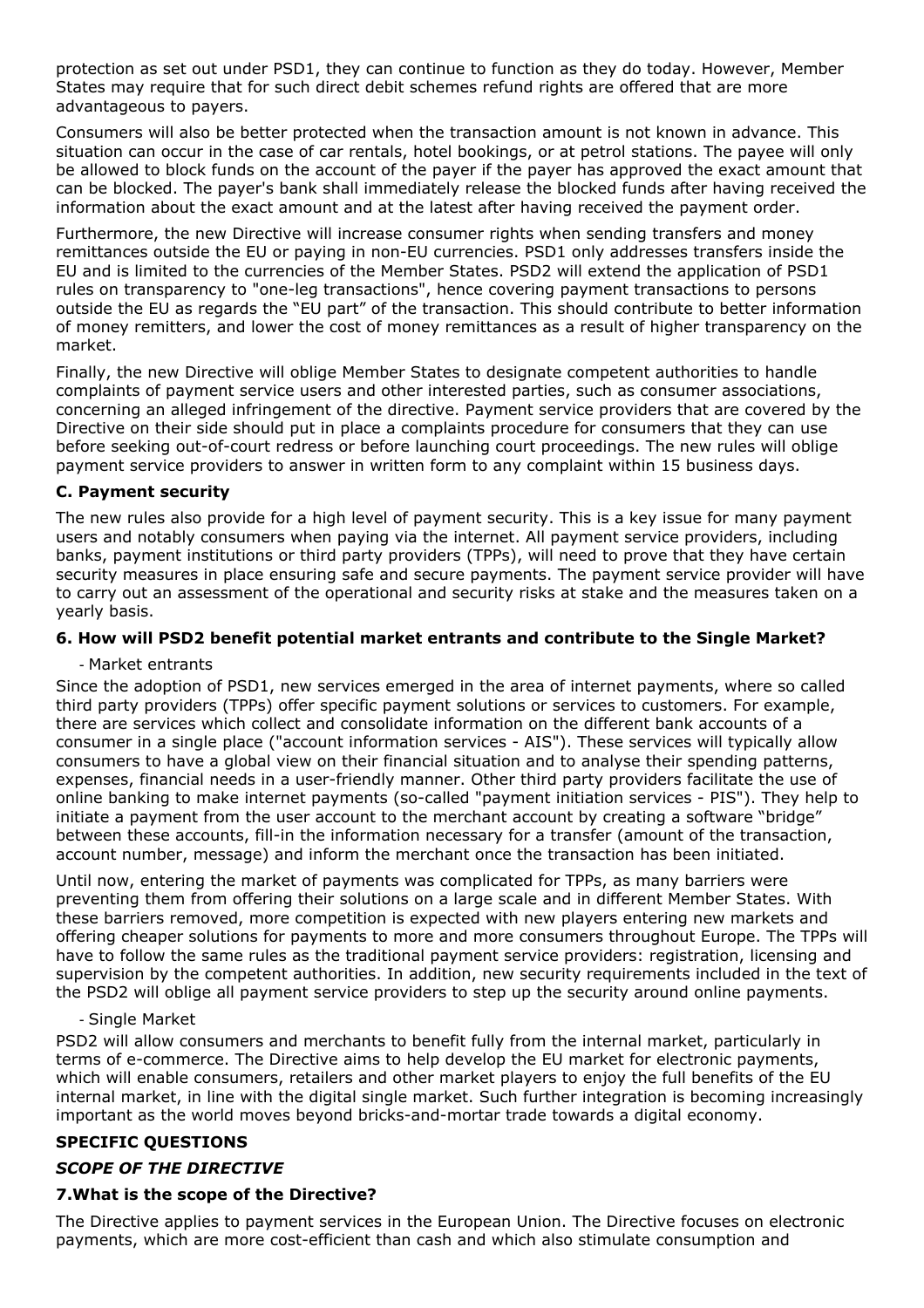protection as set out under PSD1, they can continue to function as they do today. However, Member States may require that for such direct debit schemes refund rights are offered that are more advantageous to payers.

Consumers will also be better protected when the transaction amount is not known in advance. This situation can occur in the case of car rentals, hotel bookings, or at petrol stations. The payee will only be allowed to block funds on the account of the payer if the payer has approved the exact amount that can be blocked. The payer's bank shall immediately release the blocked funds after having received the information about the exact amount and at the latest after having received the payment order.

Furthermore, the new Directive will increase consumer rights when sending transfers and money remittances outside the EU or paying in non-EU currencies. PSD1 only addresses transfers inside the EU and is limited to the currencies of the Member States. PSD2 will extend the application of PSD1 rules on transparency to "one-leg transactions", hence covering payment transactions to persons outside the EU as regards the "EU part" of the transaction. This should contribute to better information of money remitters, and lower the cost of money remittances as a result of higher transparency on the market.

Finally, the new Directive will oblige Member States to designate competent authorities to handle complaints of payment service users and other interested parties, such as consumer associations, concerning an alleged infringement of the directive. Payment service providers that are covered by the Directive on their side should put in place a complaints procedure for consumers that they can use before seeking out-of-court redress or before launching court proceedings. The new rules will oblige payment service providers to answer in written form to any complaint within 15 business days.

### C. Payment security

The new rules also provide for a high level of payment security. This is a key issue for many payment users and notably consumers when paying via the internet. All payment service providers, including banks, payment institutions or third party providers (TPPs), will need to prove that they have certain security measures in place ensuring safe and secure payments. The payment service provider will have to carry out an assessment of the operational and security risks at stake and the measures taken on a yearly basis.

### 6. How will PSD2 benefit potential market entrants and contribute to the Single Market?

- Market entrants

Since the adoption of PSD1, new services emerged in the area of internet payments, where so called third party providers (TPPs) offer specific payment solutions or services to customers. For example, there are services which collect and consolidate information on the different bank accounts of a consumer in a single place ("account information services - AIS"). These services will typically allow consumers to have a global view on their financial situation and to analyse their spending patterns, expenses, financial needs in a user-friendly manner. Other third party providers facilitate the use of online banking to make internet payments (so-called "payment initiation services - PIS"). They help to initiate a payment from the user account to the merchant account by creating a software "bridge" between these accounts, fill-in the information necessary for a transfer (amount of the transaction, account number, message) and inform the merchant once the transaction has been initiated.

Until now, entering the market of payments was complicated for TPPs, as many barriers were preventing them from offering their solutions on a large scale and in different Member States. With these barriers removed, more competition is expected with new players entering new markets and offering cheaper solutions for payments to more and more consumers throughout Europe. The TPPs will have to follow the same rules as the traditional payment service providers: registration, licensing and supervision by the competent authorities. In addition, new security requirements included in the text of the PSD2 will oblige all payment service providers to step up the security around online payments.

- Single Market

PSD2 will allow consumers and merchants to benefit fully from the internal market, particularly in terms of e-commerce. The Directive aims to help develop the EU market for electronic payments, which will enable consumers, retailers and other market players to enjoy the full benefits of the EU internal market, in line with the digital single market. Such further integration is becoming increasingly important as the world moves beyond bricks-and-mortar trade towards a digital economy.

## SPECIFIC QUESTIONS

## *SCOPE OF THE DIRECTIVE*

### 7. What is the scope of the Directive?

The Directive applies to payment services in the European Union. The Directive focuses on electronic payments, which are more cost-efficient than cash and which also stimulate consumption and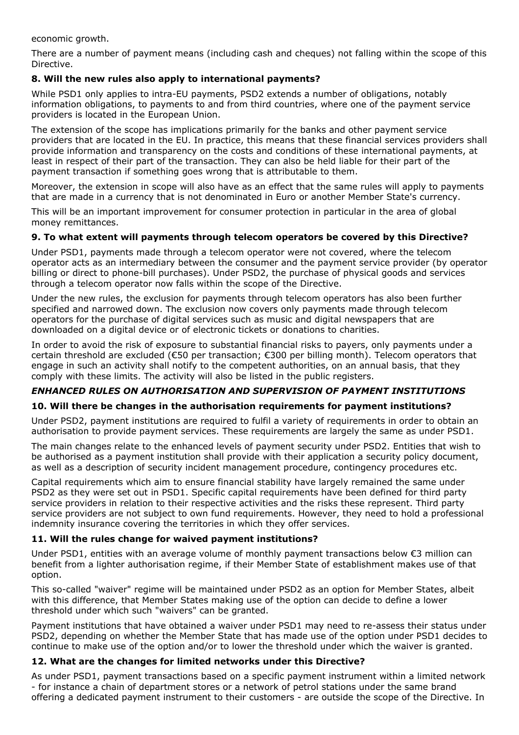economic growth.

There are a number of payment means (including cash and cheques) not falling within the scope of this Directive.

### 8. Will the new rules also apply to international payments?

While PSD1 only applies to intra-EU payments, PSD2 extends a number of obligations, notably information obligations, to payments to and from third countries, where one of the payment service providers is located in the European Union.

The extension of the scope has implications primarily for the banks and other payment service providers that are located in the EU. In practice, this means that these financial services providers shall provide information and transparency on the costs and conditions of these international payments, at least in respect of their part of the transaction. They can also be held liable for their part of the payment transaction if something goes wrong that is attributable to them.

Moreover, the extension in scope will also have as an effect that the same rules will apply to payments that are made in a currency that is not denominated in Euro or another Member State's currency.

This will be an important improvement for consumer protection in particular in the area of global money remittances.

### 9. To what extent will payments through telecom operators be covered by this Directive?

Under PSD1, payments made through a telecom operator were not covered, where the telecom operator acts as an intermediary between the consumer and the payment service provider (by operator billing or direct to phone-bill purchases). Under PSD2, the purchase of physical goods and services through a telecom operator now falls within the scope of the Directive.

Under the new rules, the exclusion for payments through telecom operators has also been further specified and narrowed down. The exclusion now covers only payments made through telecom operators for the purchase of digital services such as music and digital newspapers that are downloaded on a digital device or of electronic tickets or donations to charities.

In order to avoid the risk of exposure to substantial financial risks to payers, only payments under a certain threshold are excluded (€50 per transaction; €300 per billing month). Telecom operators that engage in such an activity shall notify to the competent authorities, on an annual basis, that they comply with these limits. The activity will also be listed in the public registers.

## *ENHANCED RULES ON AUTHORISATION AND SUPERVISION OF PAYMENT INSTITUTIONS*

### 10. Will there be changes in the authorisation requirements for payment institutions?

Under PSD2, payment institutions are required to fulfil a variety of requirements in order to obtain an authorisation to provide payment services. These requirements are largely the same as under PSD1.

The main changes relate to the enhanced levels of payment security under PSD2. Entities that wish to be authorised as a payment institution shall provide with their application a security policy document, as well as a description of security incident management procedure, contingency procedures etc.

Capital requirements which aim to ensure financial stability have largely remained the same under PSD2 as they were set out in PSD1. Specific capital requirements have been defined for third party service providers in relation to their respective activities and the risks these represent. Third party service providers are not subject to own fund requirements. However, they need to hold a professional indemnity insurance covering the territories in which they offer services.

### 11. Will the rules change for waived payment institutions?

Under PSD1, entities with an average volume of monthly payment transactions below €3 million can benefit from a lighter authorisation regime, if their Member State of establishment makes use of that option.

This so-called "waiver" regime will be maintained under PSD2 as an option for Member States, albeit with this difference, that Member States making use of the option can decide to define a lower threshold under which such "waivers" can be granted.

Payment institutions that have obtained a waiver under PSD1 may need to re-assess their status under PSD2, depending on whether the Member State that has made use of the option under PSD1 decides to continue to make use of the option and/or to lower the threshold under which the waiver is granted.

### 12. What are the changes for limited networks under this Directive?

As under PSD1, payment transactions based on a specific payment instrument within a limited network - for instance a chain of department stores or a network of petrol stations under the same brand offering a dedicated payment instrument to their customers - are outside the scope of the Directive. In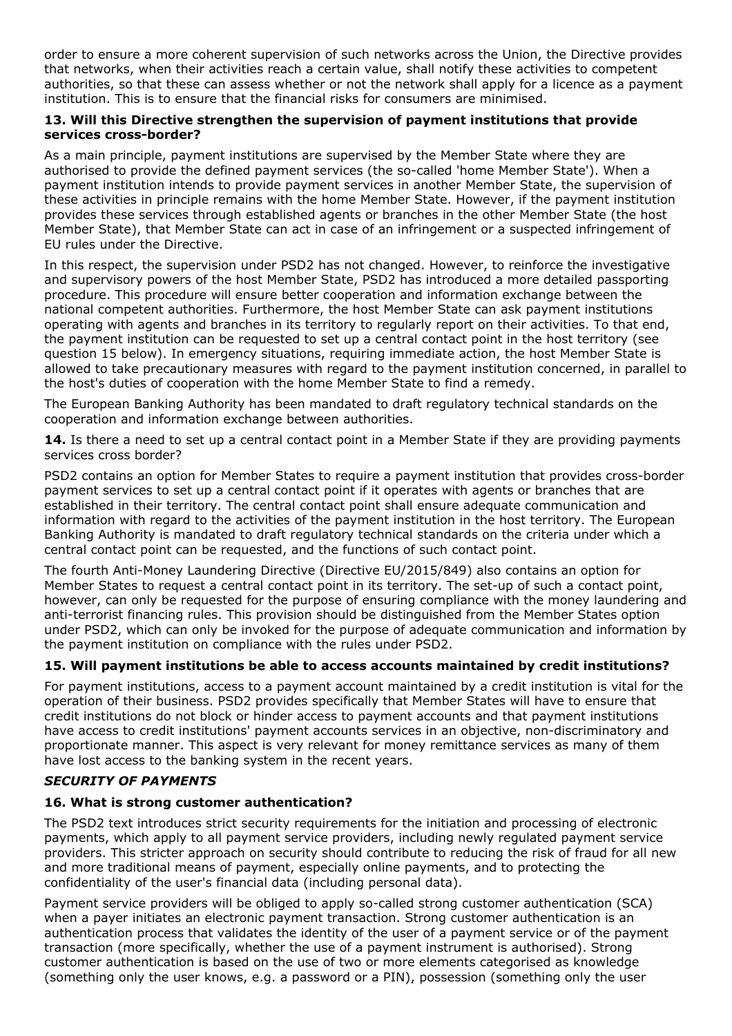order to ensure a more coherent supervision of such networks across the Union, the Directive provides that networks, when their activities reach a certain value, shall notify these activities to competent authorities, so that these can assess whether or not the network shall apply for a licence as a payment institution. This is to ensure that the financial risks for consumers are minimised.

**13. Will this Directive strengthen the supervision of payment institutions that provide services cross-border?**

As a main principle, payment institutions are supervised by the Member State where they are authorised to provide the defined payment services (the so-called 'home Member State'). When a payment institution intends to provide payment services in another Member State, the supervision of these activities in principle remains with the home Member State. However, if the payment institution provides these services through established agents or branches in the other Member State (the host Member State), that Member State can act in case of an infringement or a suspected infringement of EU rules under the Directive.

In this respect, the supervision under PSD2 has not changed. However, to reinforce the investigative and supervisory powers of the host Member State, PSD2 has introduced a more detailed passporting procedure. This procedure will ensure better cooperation and information exchange between the national competent authorities. Furthermore, the host Member State can ask payment institutions operating with agents and branches in its territory to regularly report on their activities. To that end, the payment institution can be requested to set up a central contact point in the host territory (see question 15 below). In emergency situations, requiring immediate action, the host Member State is allowed to take precautionary measures with regard to the payment institution concerned, in parallel to the host's duties of cooperation with the home Member State to find a remedy.

The European Banking Authority has been mandated to draft regulatory technical standards on the cooperation and information exchange between authorities.

**14.** Is there a need to set up a central contact point in a Member State if they are providing payments services cross border?

PSD2 contains an option for Member States to require a payment institution that provides cross-border payment services to set up a central contact point if it operates with agents or branches that are established in their territory. The central contact point shall ensure adequate communication and information with regard to the activities of the payment institution in the host territory. The European Banking Authority is mandated to draft regulatory technical standards on the criteria under which a central contact point can be requested, and the functions of such contact point.

The fourth Anti-Money Laundering Directive (Directive EU/2015/849) also contains an option for Member States to request a central contact point in its territory. The set-up of such a contact point, however, can only be requested for the purpose of ensuring compliance with the money laundering and anti-terrorist financing rules. This provision should be distinguished from the Member States option under PSD2, which can only be invoked for the purpose of adequate communication and information by the payment institution on compliance with the rules under PSD2.

**15. Will payment institutions be able to access accounts maintained by credit institutions?**

For payment institutions, access to a payment account maintained by a credit institution is vital for the operation of their business. PSD2 provides specifically that Member States will have to ensure that credit institutions do not block or hinder access to payment accounts and that payment institutions have access to credit institutions' payment accounts services in an objective, non-discriminatory and proportionate manner. This aspect is very relevant for money remittance services as many of them have lost access to the banking system in the recent years.

***SECURITY OF PAYMENTS***

**16. What is strong customer authentication?**

The PSD2 text introduces strict security requirements for the initiation and processing of electronic payments, which apply to all payment service providers, including newly regulated payment service providers. This stricter approach on security should contribute to reducing the risk of fraud for all new and more traditional means of payment, especially online payments, and to protecting the confidentiality of the user's financial data (including personal data).

Payment service providers will be obliged to apply so-called strong customer authentication (SCA) when a payer initiates an electronic payment transaction. Strong customer authentication is an authentication process that validates the identity of the user of a payment service or of the payment transaction (more specifically, whether the use of a payment instrument is authorised). Strong customer authentication is based on the use of two or more elements categorised as knowledge (something only the user knows, e.g. a password or a PIN), possession (something only the user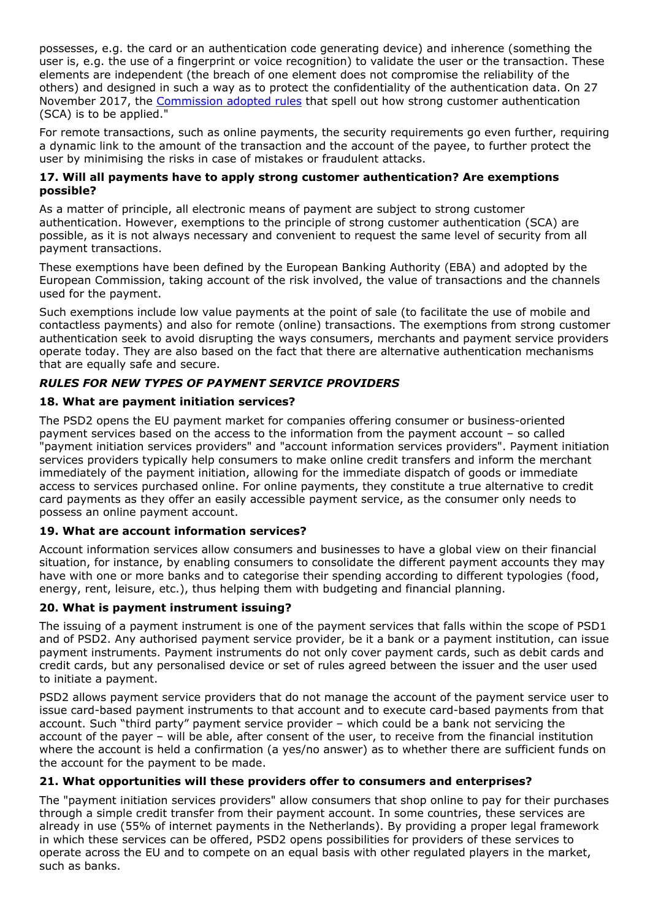possesses, e.g. the card or an authentication code generating device) and inherence (something the user is, e.g. the use of a fingerprint or voice recognition) to validate the user or the transaction. These elements are independent (the breach of one element does not compromise the reliability of the others) and designed in such a way as to protect the confidentiality of the authentication data. On 27 November 2017, the [Commission adopted rules](#) that spell out how strong customer authentication (SCA) is to be applied."

For remote transactions, such as online payments, the security requirements go even further, requiring a dynamic link to the amount of the transaction and the account of the payee, to further protect the user by minimising the risks in case of mistakes or fraudulent attacks.

### 17. Will all payments have to apply strong customer authentication? Are exemptions possible?

As a matter of principle, all electronic means of payment are subject to strong customer authentication. However, exemptions to the principle of strong customer authentication (SCA) are possible, as it is not always necessary and convenient to request the same level of security from all payment transactions.

These exemptions have been defined by the European Banking Authority (EBA) and adopted by the European Commission, taking account of the risk involved, the value of transactions and the channels used for the payment.

Such exemptions include low value payments at the point of sale (to facilitate the use of mobile and contactless payments) and also for remote (online) transactions. The exemptions from strong customer authentication seek to avoid disrupting the ways consumers, merchants and payment service providers operate today. They are also based on the fact that there are alternative authentication mechanisms that are equally safe and secure.

## *RULES FOR NEW TYPES OF PAYMENT SERVICE PROVIDERS*

### 18. What are payment initiation services?

The PSD2 opens the EU payment market for companies offering consumer or business-oriented payment services based on the access to the information from the payment account – so called "payment initiation services providers" and "account information services providers". Payment initiation services providers typically help consumers to make online credit transfers and inform the merchant immediately of the payment initiation, allowing for the immediate dispatch of goods or immediate access to services purchased online. For online payments, they constitute a true alternative to credit card payments as they offer an easily accessible payment service, as the consumer only needs to possess an online payment account.

### 19. What are account information services?

Account information services allow consumers and businesses to have a global view on their financial situation, for instance, by enabling consumers to consolidate the different payment accounts they may have with one or more banks and to categorise their spending according to different typologies (food, energy, rent, leisure, etc.), thus helping them with budgeting and financial planning.

### 20. What is payment instrument issuing?

The issuing of a payment instrument is one of the payment services that falls within the scope of PSD1 and of PSD2. Any authorised payment service provider, be it a bank or a payment institution, can issue payment instruments. Payment instruments do not only cover payment cards, such as debit cards and credit cards, but any personalised device or set of rules agreed between the issuer and the user used to initiate a payment.

PSD2 allows payment service providers that do not manage the account of the payment service user to issue card-based payment instruments to that account and to execute card-based payments from that account. Such "third party" payment service provider – which could be a bank not servicing the account of the payer – will be able, after consent of the user, to receive from the financial institution where the account is held a confirmation (a yes/no answer) as to whether there are sufficient funds on the account for the payment to be made.

### 21. What opportunities will these providers offer to consumers and enterprises?

The "payment initiation services providers" allow consumers that shop online to pay for their purchases through a simple credit transfer from their payment account. In some countries, these services are already in use (55% of internet payments in the Netherlands). By providing a proper legal framework in which these services can be offered, PSD2 opens possibilities for providers of these services to operate across the EU and to compete on an equal basis with other regulated players in the market, such as banks.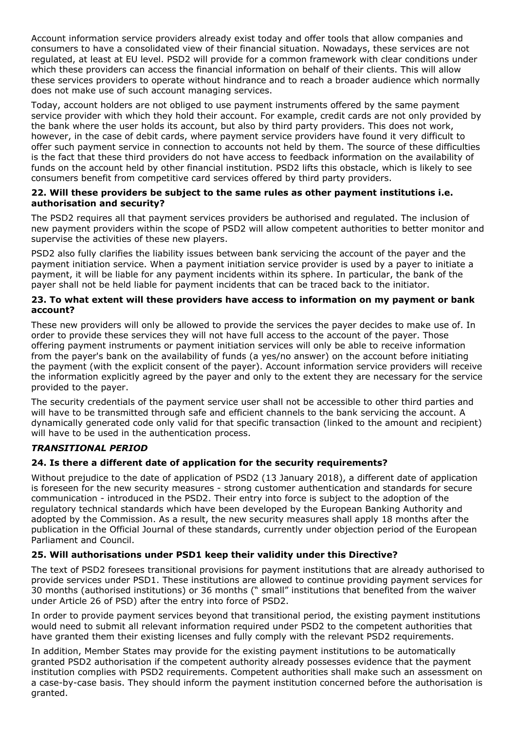Account information service providers already exist today and offer tools that allow companies and consumers to have a consolidated view of their financial situation. Nowadays, these services are not regulated, at least at EU level. PSD2 will provide for a common framework with clear conditions under which these providers can access the financial information on behalf of their clients. This will allow these services providers to operate without hindrance and to reach a broader audience which normally does not make use of such account managing services.

Today, account holders are not obliged to use payment instruments offered by the same payment service provider with which they hold their account. For example, credit cards are not only provided by the bank where the user holds its account, but also by third party providers. This does not work, however, in the case of debit cards, where payment service providers have found it very difficult to offer such payment service in connection to accounts not held by them. The source of these difficulties is the fact that these third providers do not have access to feedback information on the availability of funds on the account held by other financial institution. PSD2 lifts this obstacle, which is likely to see consumers benefit from competitive card services offered by third party providers.

**22. Will these providers be subject to the same rules as other payment institutions i.e. authorisation and security?**

The PSD2 requires all that payment services providers be authorised and regulated. The inclusion of new payment providers within the scope of PSD2 will allow competent authorities to better monitor and supervise the activities of these new players.

PSD2 also fully clarifies the liability issues between bank servicing the account of the payer and the payment initiation service. When a payment initiation service provider is used by a payer to initiate a payment, it will be liable for any payment incidents within its sphere. In particular, the bank of the payer shall not be held liable for payment incidents that can be traced back to the initiator.

**23. To what extent will these providers have access to information on my payment or bank account?**

These new providers will only be allowed to provide the services the payer decides to make use of. In order to provide these services they will not have full access to the account of the payer. Those offering payment instruments or payment initiation services will only be able to receive information from the payer's bank on the availability of funds (a yes/no answer) on the account before initiating the payment (with the explicit consent of the payer). Account information service providers will receive the information explicitly agreed by the payer and only to the extent they are necessary for the service provided to the payer.

The security credentials of the payment service user shall not be accessible to other third parties and will have to be transmitted through safe and efficient channels to the bank servicing the account. A dynamically generated code only valid for that specific transaction (linked to the amount and recipient) will have to be used in the authentication process.

***TRANSITIONAL PERIOD***

**24. Is there a different date of application for the security requirements?**

Without prejudice to the date of application of PSD2 (13 January 2018), a different date of application is foreseen for the new security measures - strong customer authentication and standards for secure communication - introduced in the PSD2. Their entry into force is subject to the adoption of the regulatory technical standards which have been developed by the European Banking Authority and adopted by the Commission. As a result, the new security measures shall apply 18 months after the publication in the Official Journal of these standards, currently under objection period of the European Parliament and Council.

**25. Will authorisations under PSD1 keep their validity under this Directive?**

The text of PSD2 foresees transitional provisions for payment institutions that are already authorised to provide services under PSD1. These institutions are allowed to continue providing payment services for 30 months (authorised institutions) or 36 months (" small" institutions that benefited from the waiver under Article 26 of PSD) after the entry into force of PSD2.

In order to provide payment services beyond that transitional period, the existing payment institutions would need to submit all relevant information required under PSD2 to the competent authorities that have granted them their existing licenses and fully comply with the relevant PSD2 requirements.

In addition, Member States may provide for the existing payment institutions to be automatically granted PSD2 authorisation if the competent authority already possesses evidence that the payment institution complies with PSD2 requirements. Competent authorities shall make such an assessment on a case-by-case basis. They should inform the payment institution concerned before the authorisation is granted.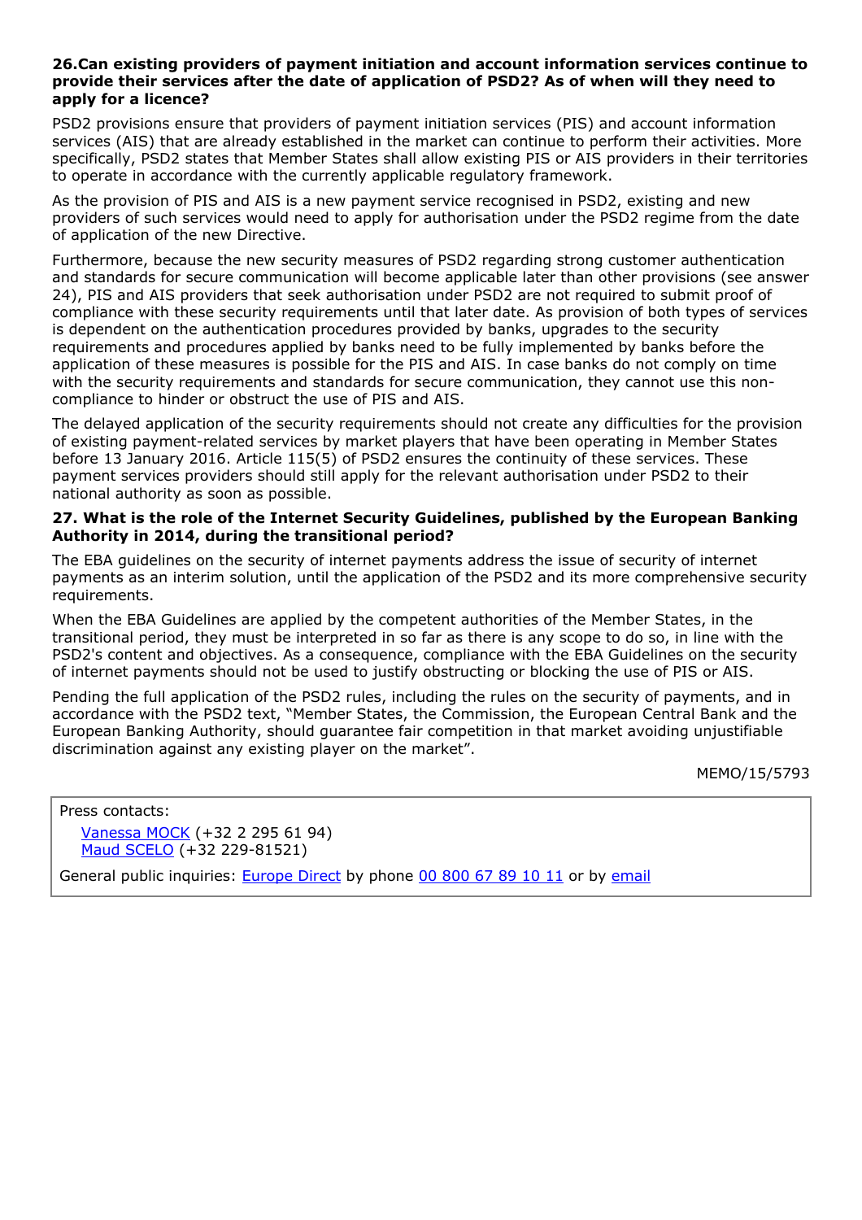**26.Can existing providers of payment initiation and account information services continue to provide their services after the date of application of PSD2? As of when will they need to apply for a licence?**

PSD2 provisions ensure that providers of payment initiation services (PIS) and account information services (AIS) that are already established in the market can continue to perform their activities. More specifically, PSD2 states that Member States shall allow existing PIS or AIS providers in their territories to operate in accordance with the currently applicable regulatory framework.

As the provision of PIS and AIS is a new payment service recognised in PSD2, existing and new providers of such services would need to apply for authorisation under the PSD2 regime from the date of application of the new Directive.

Furthermore, because the new security measures of PSD2 regarding strong customer authentication and standards for secure communication will become applicable later than other provisions (see answer 24), PIS and AIS providers that seek authorisation under PSD2 are not required to submit proof of compliance with these security requirements until that later date. As provision of both types of services is dependent on the authentication procedures provided by banks, upgrades to the security requirements and procedures applied by banks need to be fully implemented by banks before the application of these measures is possible for the PIS and AIS. In case banks do not comply on time with the security requirements and standards for secure communication, they cannot use this non-compliance to hinder or obstruct the use of PIS and AIS.

The delayed application of the security requirements should not create any difficulties for the provision of existing payment-related services by market players that have been operating in Member States before 13 January 2016. Article 115(5) of PSD2 ensures the continuity of these services. These payment services providers should still apply for the relevant authorisation under PSD2 to their national authority as soon as possible.

**27. What is the role of the Internet Security Guidelines, published by the European Banking Authority in 2014, during the transitional period?**

The EBA guidelines on the security of internet payments address the issue of security of internet payments as an interim solution, until the application of the PSD2 and its more comprehensive security requirements.

When the EBA Guidelines are applied by the competent authorities of the Member States, in the transitional period, they must be interpreted in so far as there is any scope to do so, in line with the PSD2's content and objectives. As a consequence, compliance with the EBA Guidelines on the security of internet payments should not be used to justify obstructing or blocking the use of PIS or AIS.

Pending the full application of the PSD2 rules, including the rules on the security of payments, and in accordance with the PSD2 text, "Member States, the Commission, the European Central Bank and the European Banking Authority, should guarantee fair competition in that market avoiding unjustifiable discrimination against any existing player on the market".

MEMO/15/5793

Press contacts:

Vanessa MOCK (+32 2 295 61 94)
Maud SCELO (+32 229-81521)

General public inquiries: Europe Direct by phone 00 800 67 89 10 11 or by email